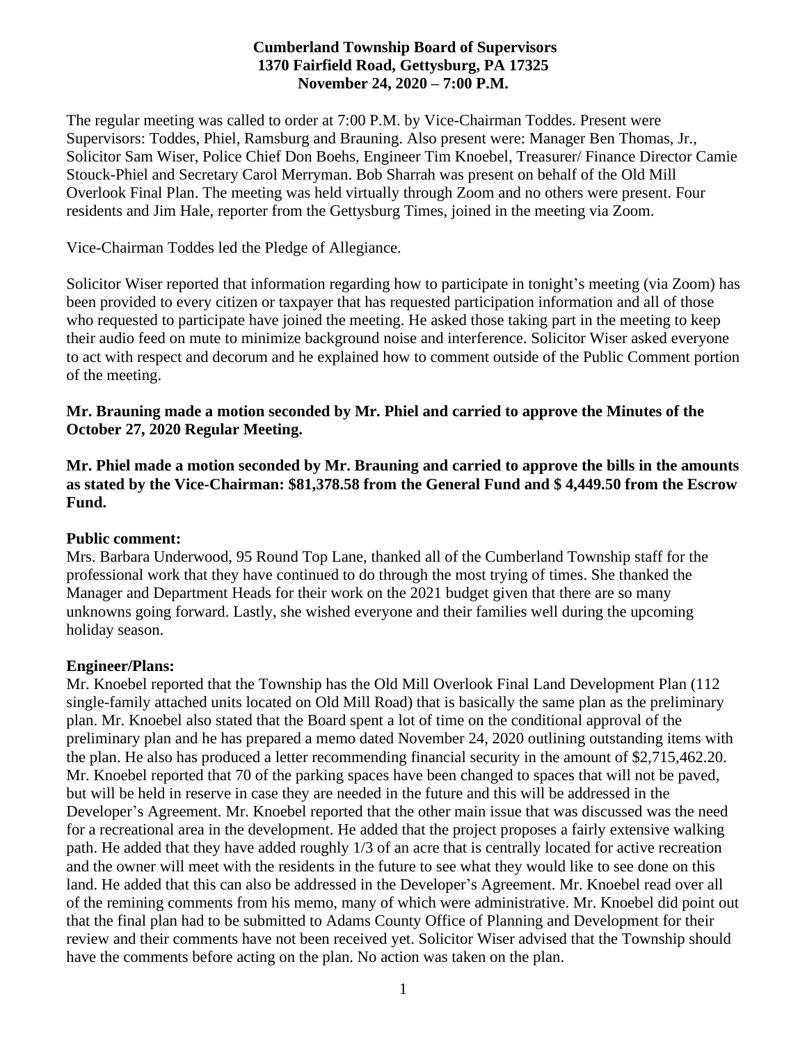**Cumberland Township Board of Supervisors**
**1370 Fairfield Road, Gettysburg, PA 17325**
**November 24, 2020 – 7:00 P.M.**

The regular meeting was called to order at 7:00 P.M. by Vice-Chairman Toddes. Present were Supervisors: Toddes, Phiel, Ramsburg and Brauning. Also present were: Manager Ben Thomas, Jr., Solicitor Sam Wiser, Police Chief Don Boehs, Engineer Tim Knoebel, Treasurer/ Finance Director Camie Stouck-Phiel and Secretary Carol Merryman. Bob Sharrah was present on behalf of the Old Mill Overlook Final Plan. The meeting was held virtually through Zoom and no others were present. Four residents and Jim Hale, reporter from the Gettysburg Times, joined in the meeting via Zoom.

Vice-Chairman Toddes led the Pledge of Allegiance.

Solicitor Wiser reported that information regarding how to participate in tonight's meeting (via Zoom) has been provided to every citizen or taxpayer that has requested participation information and all of those who requested to participate have joined the meeting. He asked those taking part in the meeting to keep their audio feed on mute to minimize background noise and interference. Solicitor Wiser asked everyone to act with respect and decorum and he explained how to comment outside of the Public Comment portion of the meeting.

**Mr. Brauning made a motion seconded by Mr. Phiel and carried to approve the Minutes of the October 27, 2020 Regular Meeting.**

**Mr. Phiel made a motion seconded by Mr. Brauning and carried to approve the bills in the amounts as stated by the Vice-Chairman: $81,378.58 from the General Fund and $ 4,449.50 from the Escrow Fund.**

**Public comment:**
Mrs. Barbara Underwood, 95 Round Top Lane, thanked all of the Cumberland Township staff for the professional work that they have continued to do through the most trying of times. She thanked the Manager and Department Heads for their work on the 2021 budget given that there are so many unknowns going forward. Lastly, she wished everyone and their families well during the upcoming holiday season.

**Engineer/Plans:**
Mr. Knoebel reported that the Township has the Old Mill Overlook Final Land Development Plan (112 single-family attached units located on Old Mill Road) that is basically the same plan as the preliminary plan. Mr. Knoebel also stated that the Board spent a lot of time on the conditional approval of the preliminary plan and he has prepared a memo dated November 24, 2020 outlining outstanding items with the plan. He also has produced a letter recommending financial security in the amount of $2,715,462.20. Mr. Knoebel reported that 70 of the parking spaces have been changed to spaces that will not be paved, but will be held in reserve in case they are needed in the future and this will be addressed in the Developer's Agreement. Mr. Knoebel reported that the other main issue that was discussed was the need for a recreational area in the development. He added that the project proposes a fairly extensive walking path. He added that they have added roughly 1/3 of an acre that is centrally located for active recreation and the owner will meet with the residents in the future to see what they would like to see done on this land. He added that this can also be addressed in the Developer's Agreement. Mr. Knoebel read over all of the remining comments from his memo, many of which were administrative. Mr. Knoebel did point out that the final plan had to be submitted to Adams County Office of Planning and Development for their review and their comments have not been received yet. Solicitor Wiser advised that the Township should have the comments before acting on the plan. No action was taken on the plan.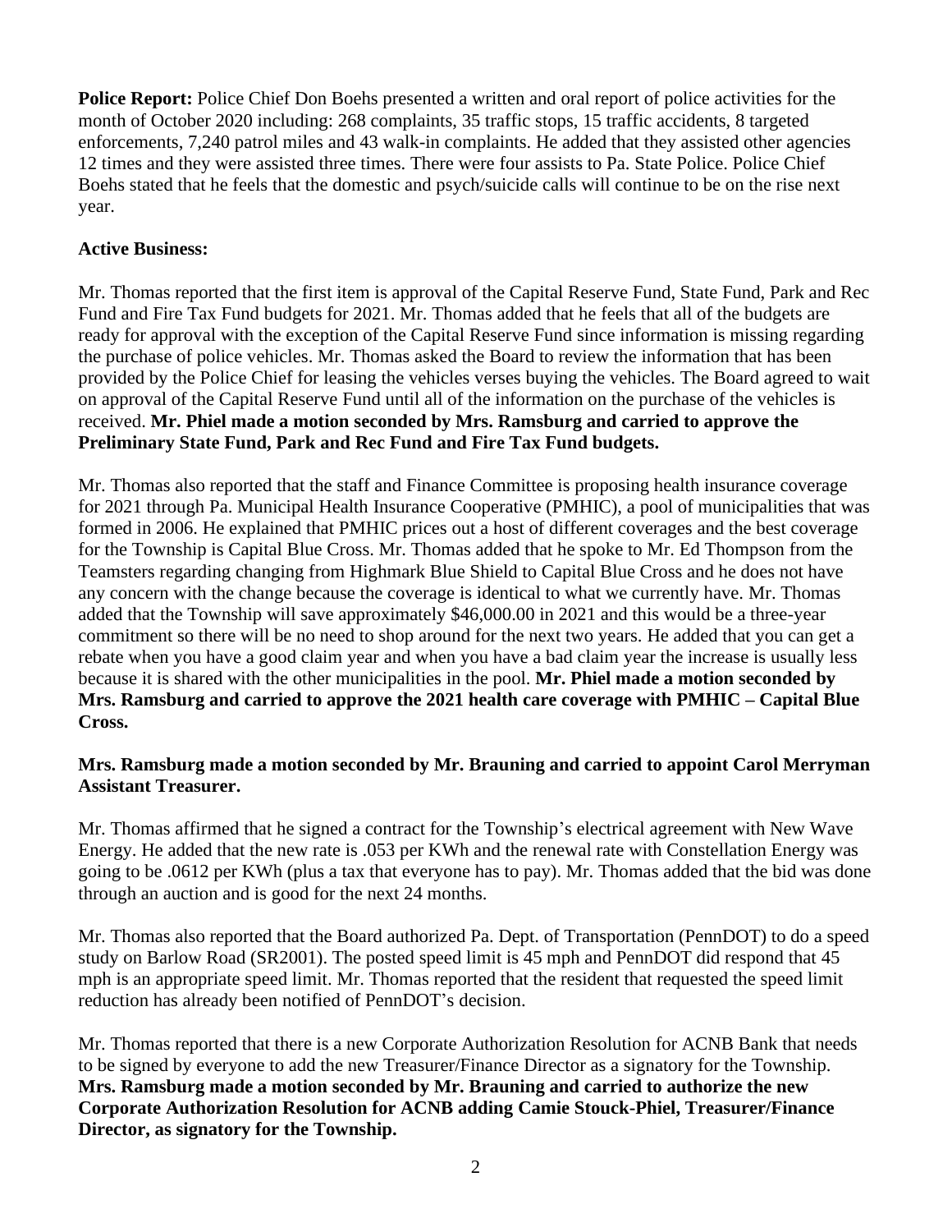**Police Report:** Police Chief Don Boehs presented a written and oral report of police activities for the month of October 2020 including: 268 complaints, 35 traffic stops, 15 traffic accidents, 8 targeted enforcements, 7,240 patrol miles and 43 walk-in complaints. He added that they assisted other agencies 12 times and they were assisted three times. There were four assists to Pa. State Police. Police Chief Boehs stated that he feels that the domestic and psych/suicide calls will continue to be on the rise next year.

**Active Business:**

Mr. Thomas reported that the first item is approval of the Capital Reserve Fund, State Fund, Park and Rec Fund and Fire Tax Fund budgets for 2021. Mr. Thomas added that he feels that all of the budgets are ready for approval with the exception of the Capital Reserve Fund since information is missing regarding the purchase of police vehicles. Mr. Thomas asked the Board to review the information that has been provided by the Police Chief for leasing the vehicles verses buying the vehicles. The Board agreed to wait on approval of the Capital Reserve Fund until all of the information on the purchase of the vehicles is received. **Mr. Phiel made a motion seconded by Mrs. Ramsburg and carried to approve the Preliminary State Fund, Park and Rec Fund and Fire Tax Fund budgets.**

Mr. Thomas also reported that the staff and Finance Committee is proposing health insurance coverage for 2021 through Pa. Municipal Health Insurance Cooperative (PMHIC), a pool of municipalities that was formed in 2006. He explained that PMHIC prices out a host of different coverages and the best coverage for the Township is Capital Blue Cross. Mr. Thomas added that he spoke to Mr. Ed Thompson from the Teamsters regarding changing from Highmark Blue Shield to Capital Blue Cross and he does not have any concern with the change because the coverage is identical to what we currently have. Mr. Thomas added that the Township will save approximately $46,000.00 in 2021 and this would be a three-year commitment so there will be no need to shop around for the next two years. He added that you can get a rebate when you have a good claim year and when you have a bad claim year the increase is usually less because it is shared with the other municipalities in the pool. **Mr. Phiel made a motion seconded by Mrs. Ramsburg and carried to approve the 2021 health care coverage with PMHIC – Capital Blue Cross.**

**Mrs. Ramsburg made a motion seconded by Mr. Brauning and carried to appoint Carol Merryman Assistant Treasurer.**

Mr. Thomas affirmed that he signed a contract for the Township's electrical agreement with New Wave Energy. He added that the new rate is .053 per KWh and the renewal rate with Constellation Energy was going to be .0612 per KWh (plus a tax that everyone has to pay). Mr. Thomas added that the bid was done through an auction and is good for the next 24 months.

Mr. Thomas also reported that the Board authorized Pa. Dept. of Transportation (PennDOT) to do a speed study on Barlow Road (SR2001). The posted speed limit is 45 mph and PennDOT did respond that 45 mph is an appropriate speed limit. Mr. Thomas reported that the resident that requested the speed limit reduction has already been notified of PennDOT's decision.

Mr. Thomas reported that there is a new Corporate Authorization Resolution for ACNB Bank that needs to be signed by everyone to add the new Treasurer/Finance Director as a signatory for the Township. **Mrs. Ramsburg made a motion seconded by Mr. Brauning and carried to authorize the new Corporate Authorization Resolution for ACNB adding Camie Stouck-Phiel, Treasurer/Finance Director, as signatory for the Township.**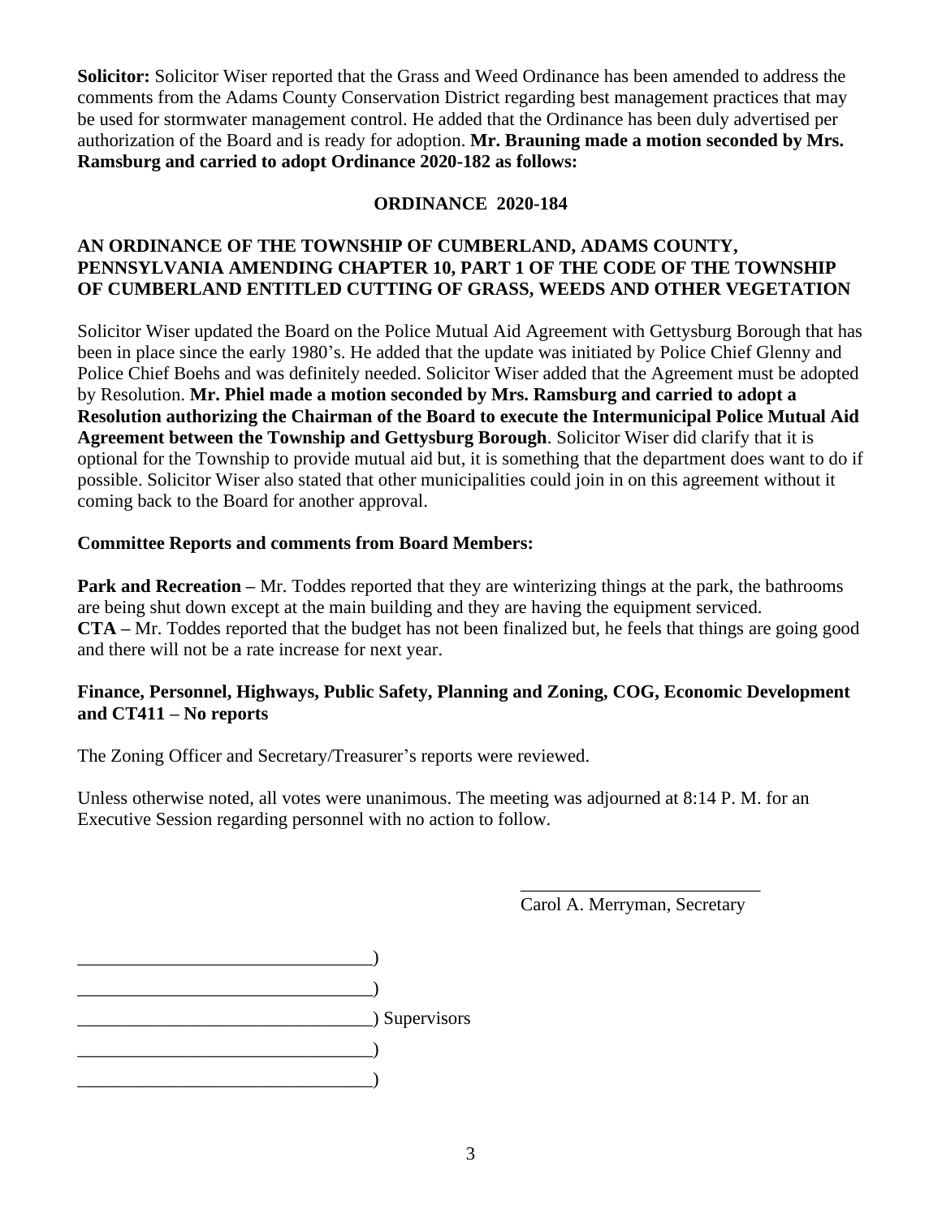**Solicitor:** Solicitor Wiser reported that the Grass and Weed Ordinance has been amended to address the comments from the Adams County Conservation District regarding best management practices that may be used for stormwater management control. He added that the Ordinance has been duly advertised per authorization of the Board and is ready for adoption. **Mr. Brauning made a motion seconded by Mrs. Ramsburg and carried to adopt Ordinance 2020-182 as follows:**

**ORDINANCE 2020-184**

**AN ORDINANCE OF THE TOWNSHIP OF CUMBERLAND, ADAMS COUNTY, PENNSYLVANIA AMENDING CHAPTER 10, PART 1 OF THE CODE OF THE TOWNSHIP OF CUMBERLAND ENTITLED CUTTING OF GRASS, WEEDS AND OTHER VEGETATION**

Solicitor Wiser updated the Board on the Police Mutual Aid Agreement with Gettysburg Borough that has been in place since the early 1980's. He added that the update was initiated by Police Chief Glenny and Police Chief Boehs and was definitely needed. Solicitor Wiser added that the Agreement must be adopted by Resolution. **Mr. Phiel made a motion seconded by Mrs. Ramsburg and carried to adopt a Resolution authorizing the Chairman of the Board to execute the Intermunicipal Police Mutual Aid Agreement between the Township and Gettysburg Borough**. Solicitor Wiser did clarify that it is optional for the Township to provide mutual aid but, it is something that the department does want to do if possible. Solicitor Wiser also stated that other municipalities could join in on this agreement without it coming back to the Board for another approval.

**Committee Reports and comments from Board Members:**

**Park and Recreation –** Mr. Toddes reported that they are winterizing things at the park, the bathrooms are being shut down except at the main building and they are having the equipment serviced.
**CTA –** Mr. Toddes reported that the budget has not been finalized but, he feels that things are going good and there will not be a rate increase for next year.

**Finance, Personnel, Highways, Public Safety, Planning and Zoning, COG, Economic Development and CT411 – No reports**

The Zoning Officer and Secretary/Treasurer's reports were reviewed.

Unless otherwise noted, all votes were unanimous. The meeting was adjourned at 8:14 P. M. for an Executive Session regarding personnel with no action to follow.

\_\_\_\_\_\_\_\_\_\_\_\_\_\_\_\_\_\_\_\_\_\_\_\_\_\_
Carol A. Merryman, Secretary

\_\_\_\_\_\_\_\_\_\_\_\_\_\_\_\_\_\_\_\_\_\_\_\_\_\_\_\_\_\_\_\_)
\_\_\_\_\_\_\_\_\_\_\_\_\_\_\_\_\_\_\_\_\_\_\_\_\_\_\_\_\_\_\_\_)
\_\_\_\_\_\_\_\_\_\_\_\_\_\_\_\_\_\_\_\_\_\_\_\_\_\_\_\_\_\_\_\_) Supervisors
\_\_\_\_\_\_\_\_\_\_\_\_\_\_\_\_\_\_\_\_\_\_\_\_\_\_\_\_\_\_\_\_)
\_\_\_\_\_\_\_\_\_\_\_\_\_\_\_\_\_\_\_\_\_\_\_\_\_\_\_\_\_\_\_\_)